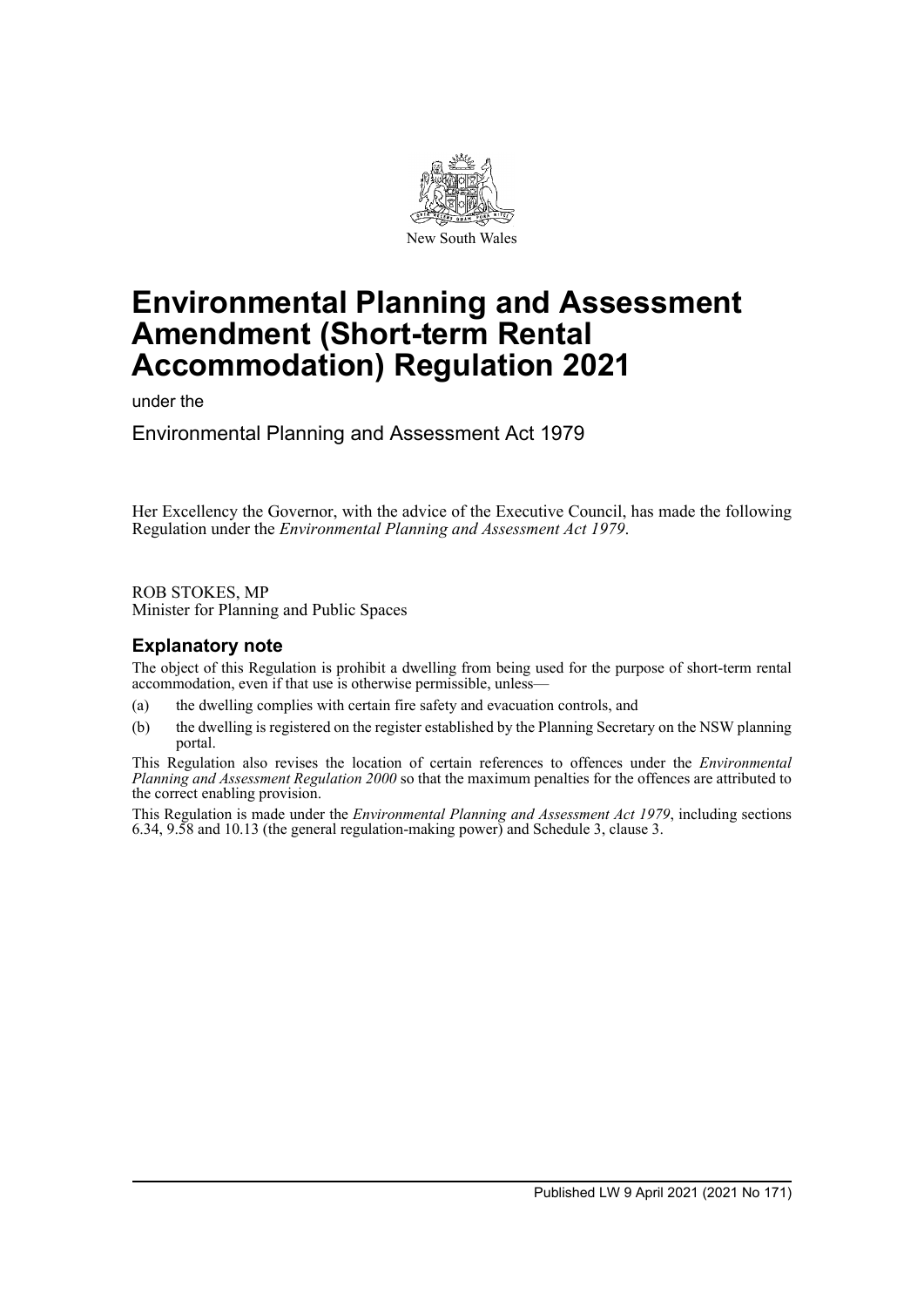New South Wales

# Environmental Planning and Assessment Amendment (Short-term Rental Accommodation) Regulation 2021

under the

Environmental Planning and Assessment Act 1979

Her Excellency the Governor, with the advice of the Executive Council, has made the following Regulation under the *Environmental Planning and Assessment Act 1979*.

ROB STOKES, MP
Minister for Planning and Public Spaces

## Explanatory note

The object of this Regulation is prohibit a dwelling from being used for the purpose of short-term rental accommodation, even if that use is otherwise permissible, unless—

(a) the dwelling complies with certain fire safety and evacuation controls, and

(b) the dwelling is registered on the register established by the Planning Secretary on the NSW planning portal.

This Regulation also revises the location of certain references to offences under the *Environmental Planning and Assessment Regulation 2000* so that the maximum penalties for the offences are attributed to the correct enabling provision.

This Regulation is made under the *Environmental Planning and Assessment Act 1979*, including sections 6.34, 9.58 and 10.13 (the general regulation-making power) and Schedule 3, clause 3.

Published LW 9 April 2021 (2021 No 171)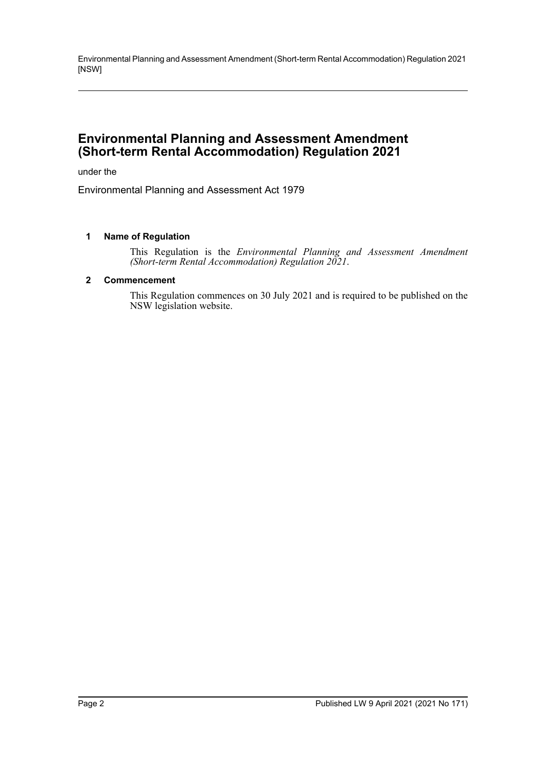# Environmental Planning and Assessment Amendment (Short-term Rental Accommodation) Regulation 2021

under the

Environmental Planning and Assessment Act 1979

### 1 Name of Regulation

This Regulation is the *Environmental Planning and Assessment Amendment (Short-term Rental Accommodation) Regulation 2021*.

### 2 Commencement

This Regulation commences on 30 July 2021 and is required to be published on the NSW legislation website.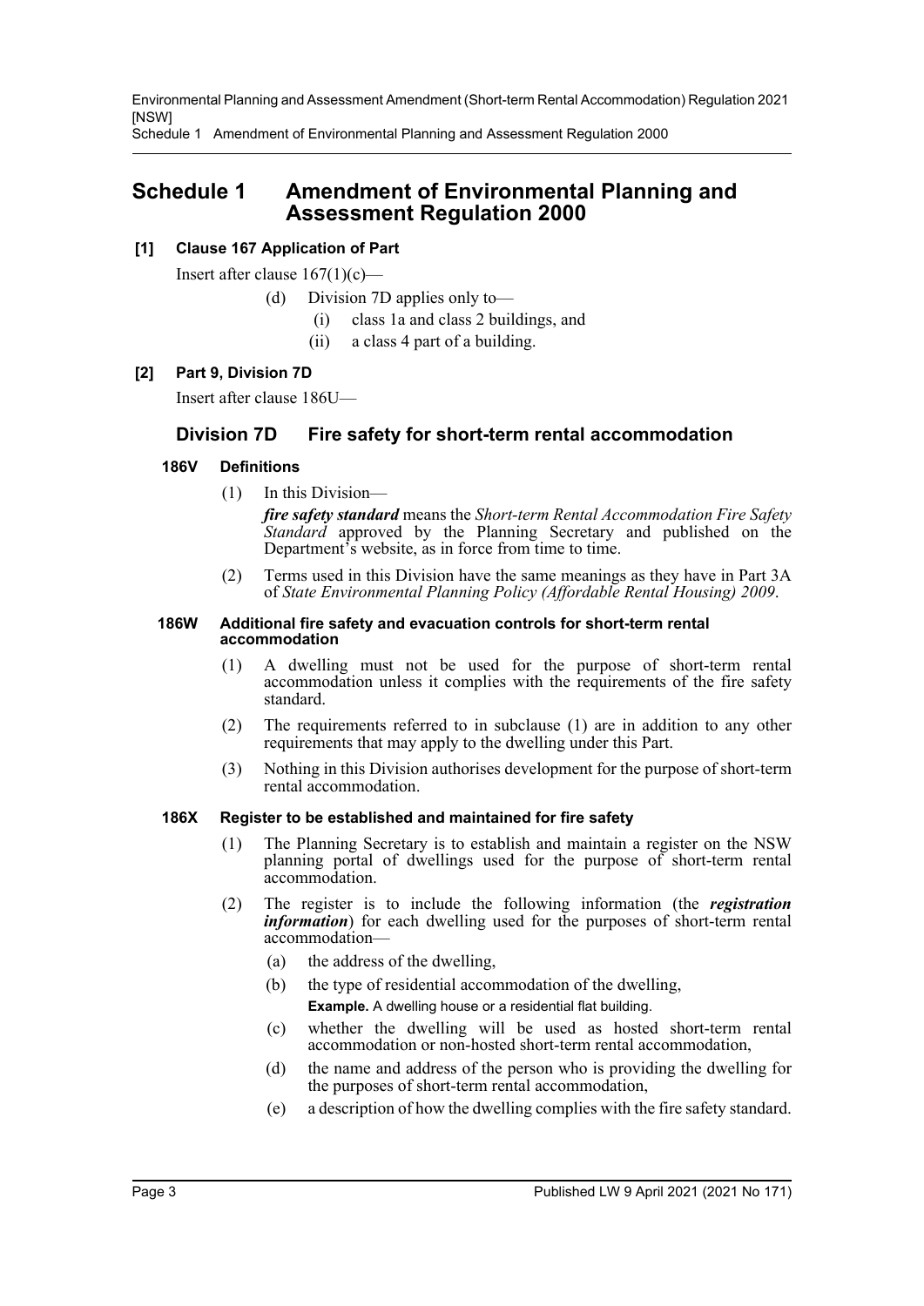# Schedule 1 Amendment of Environmental Planning and Assessment Regulation 2000

**[1] Clause 167 Application of Part**

Insert after clause 167(1)(c)—

(d) Division 7D applies only to—

(i) class 1a and class 2 buildings, and

(ii) a class 4 part of a building.

**[2] Part 9, Division 7D**

Insert after clause 186U—

## Division 7D Fire safety for short-term rental accommodation

### 186V Definitions

(1) In this Division—

***fire safety standard*** means the *Short-term Rental Accommodation Fire Safety Standard* approved by the Planning Secretary and published on the Department's website, as in force from time to time.

(2) Terms used in this Division have the same meanings as they have in Part 3A of *State Environmental Planning Policy (Affordable Rental Housing) 2009*.

### 186W Additional fire safety and evacuation controls for short-term rental accommodation

(1) A dwelling must not be used for the purpose of short-term rental accommodation unless it complies with the requirements of the fire safety standard.

(2) The requirements referred to in subclause (1) are in addition to any other requirements that may apply to the dwelling under this Part.

(3) Nothing in this Division authorises development for the purpose of short-term rental accommodation.

### 186X Register to be established and maintained for fire safety

(1) The Planning Secretary is to establish and maintain a register on the NSW planning portal of dwellings used for the purpose of short-term rental accommodation.

(2) The register is to include the following information (the ***registration information***) for each dwelling used for the purposes of short-term rental accommodation—

(a) the address of the dwelling,

(b) the type of residential accommodation of the dwelling,

**Example.** A dwelling house or a residential flat building.

(c) whether the dwelling will be used as hosted short-term rental accommodation or non-hosted short-term rental accommodation,

(d) the name and address of the person who is providing the dwelling for the purposes of short-term rental accommodation,

(e) a description of how the dwelling complies with the fire safety standard.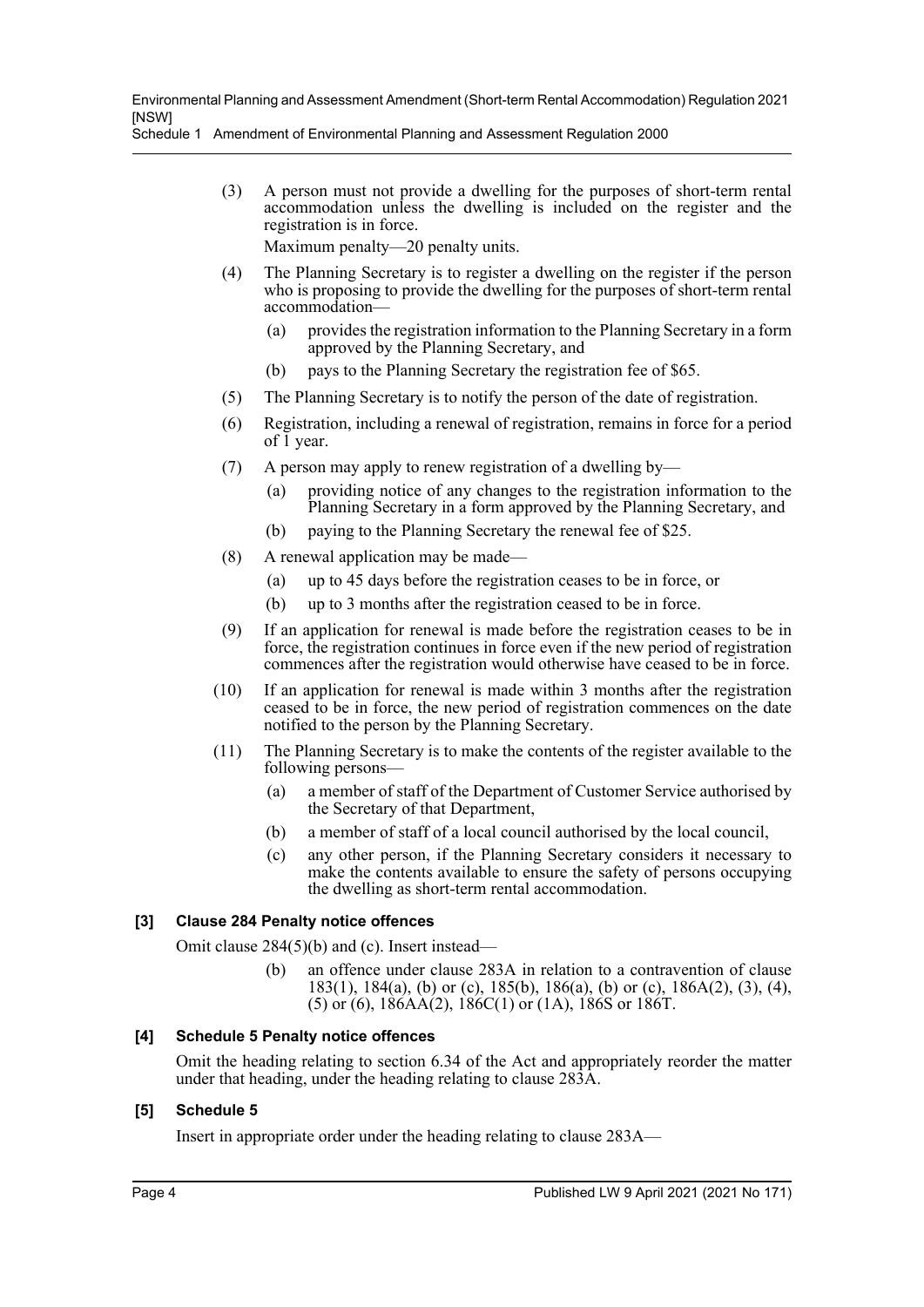(3) A person must not provide a dwelling for the purposes of short-term rental accommodation unless the dwelling is included on the register and the registration is in force.

Maximum penalty—20 penalty units.

(4) The Planning Secretary is to register a dwelling on the register if the person who is proposing to provide the dwelling for the purposes of short-term rental accommodation—

(a) provides the registration information to the Planning Secretary in a form approved by the Planning Secretary, and

(b) pays to the Planning Secretary the registration fee of $65.

(5) The Planning Secretary is to notify the person of the date of registration.

(6) Registration, including a renewal of registration, remains in force for a period of 1 year.

(7) A person may apply to renew registration of a dwelling by—

(a) providing notice of any changes to the registration information to the Planning Secretary in a form approved by the Planning Secretary, and

(b) paying to the Planning Secretary the renewal fee of $25.

(8) A renewal application may be made—

(a) up to 45 days before the registration ceases to be in force, or

(b) up to 3 months after the registration ceased to be in force.

(9) If an application for renewal is made before the registration ceases to be in force, the registration continues in force even if the new period of registration commences after the registration would otherwise have ceased to be in force.

(10) If an application for renewal is made within 3 months after the registration ceased to be in force, the new period of registration commences on the date notified to the person by the Planning Secretary.

(11) The Planning Secretary is to make the contents of the register available to the following persons—

(a) a member of staff of the Department of Customer Service authorised by the Secretary of that Department,

(b) a member of staff of a local council authorised by the local council,

(c) any other person, if the Planning Secretary considers it necessary to make the contents available to ensure the safety of persons occupying the dwelling as short-term rental accommodation.

### [3] Clause 284 Penalty notice offences

Omit clause 284(5)(b) and (c). Insert instead—

(b) an offence under clause 283A in relation to a contravention of clause 183(1), 184(a), (b) or (c), 185(b), 186(a), (b) or (c), 186A(2), (3), (4), (5) or (6), 186AA(2), 186C(1) or (1A), 186S or 186T.

### [4] Schedule 5 Penalty notice offences

Omit the heading relating to section 6.34 of the Act and appropriately reorder the matter under that heading, under the heading relating to clause 283A.

### [5] Schedule 5

Insert in appropriate order under the heading relating to clause 283A—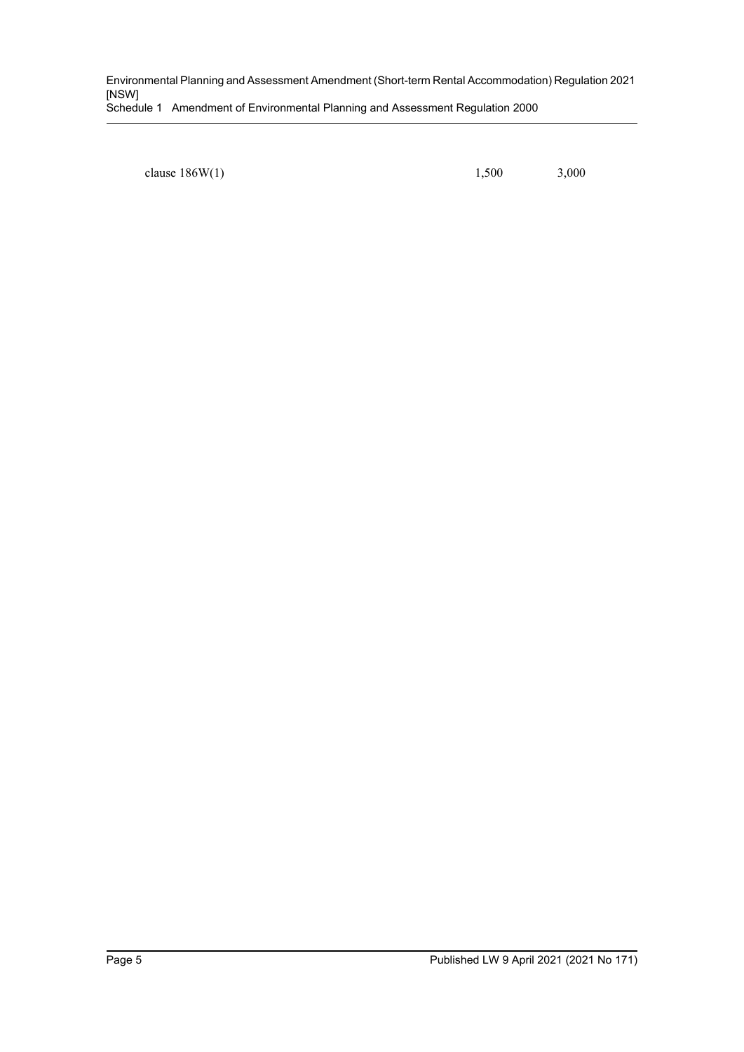| | | |
|---|---|---|
| clause 186W(1) | 1,500 | 3,000 |